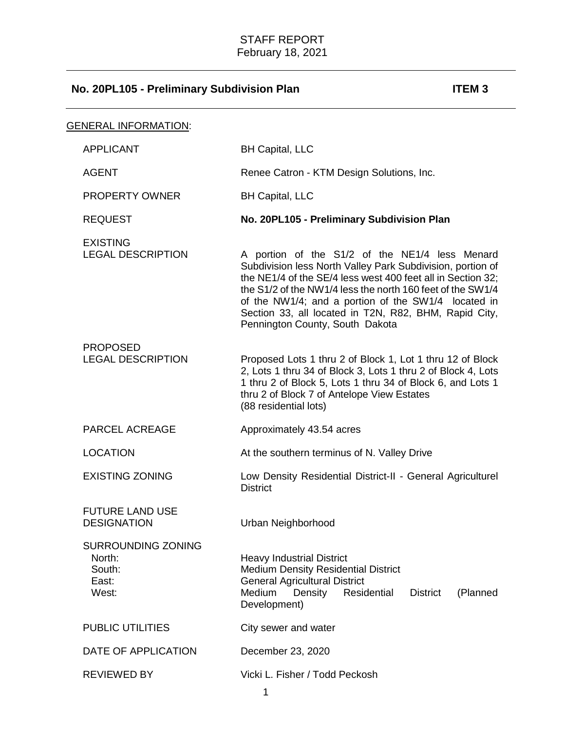STAFF REPORT
February 18, 2021

## No. 20PL105 - Preliminary Subdivision Plan **ITEM 3**

GENERAL INFORMATION:

| | |
|---|---|
| APPLICANT | BH Capital, LLC |
| AGENT | Renee Catron - KTM Design Solutions, Inc. |
| PROPERTY OWNER | BH Capital, LLC |
| REQUEST | **No. 20PL105 - Preliminary Subdivision Plan** |
| EXISTING LEGAL DESCRIPTION | A portion of the S1/2 of the NE1/4 less Menard Subdivision less North Valley Park Subdivision, portion of the NE1/4 of the SE/4 less west 400 feet all in Section 32; the S1/2 of the NW1/4 less the north 160 feet of the SW1/4 of the NW1/4; and a portion of the SW1/4 located in Section 33, all located in T2N, R82, BHM, Rapid City, Pennington County, South Dakota |
| PROPOSED LEGAL DESCRIPTION | Proposed Lots 1 thru 2 of Block 1, Lot 1 thru 12 of Block 2, Lots 1 thru 34 of Block 3, Lots 1 thru 2 of Block 4, Lots 1 thru 2 of Block 5, Lots 1 thru 34 of Block 6, and Lots 1 thru 2 of Block 7 of Antelope View Estates (88 residential lots) |
| PARCEL ACREAGE | Approximately 43.54 acres |
| LOCATION | At the southern terminus of N. Valley Drive |
| EXISTING ZONING | Low Density Residential District-II - General Agriculturel District |
| FUTURE LAND USE DESIGNATION | Urban Neighborhood |
| SURROUNDING ZONING | |
| North: | Heavy Industrial District |
| South: | Medium Density Residential District |
| East: | General Agricultural District |
| West: | Medium Density Residential District (Planned Development) |
| PUBLIC UTILITIES | City sewer and water |
| DATE OF APPLICATION | December 23, 2020 |
| REVIEWED BY | Vicki L. Fisher / Todd Peckosh |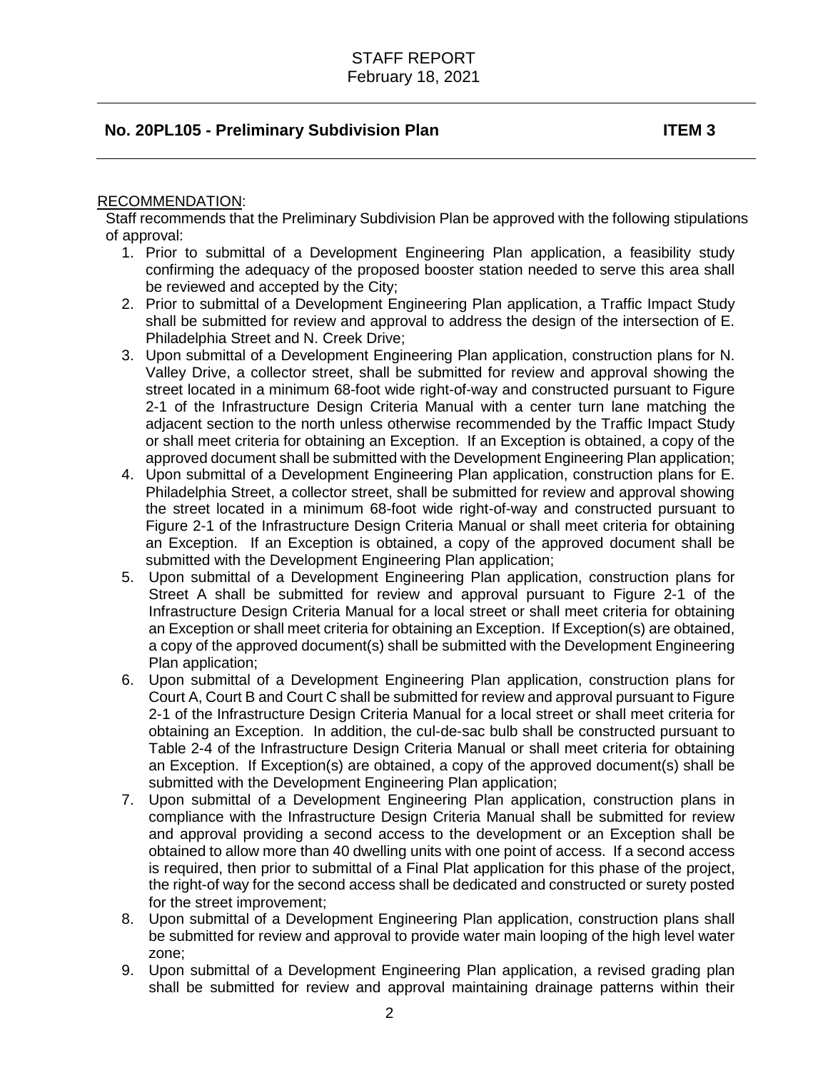## No. 20PL105 - Preliminary Subdivision Plan ITEM 3

RECOMMENDATION:

Staff recommends that the Preliminary Subdivision Plan be approved with the following stipulations of approval:

1. Prior to submittal of a Development Engineering Plan application, a feasibility study confirming the adequacy of the proposed booster station needed to serve this area shall be reviewed and accepted by the City;
2. Prior to submittal of a Development Engineering Plan application, a Traffic Impact Study shall be submitted for review and approval to address the design of the intersection of E. Philadelphia Street and N. Creek Drive;
3. Upon submittal of a Development Engineering Plan application, construction plans for N. Valley Drive, a collector street, shall be submitted for review and approval showing the street located in a minimum 68-foot wide right-of-way and constructed pursuant to Figure 2-1 of the Infrastructure Design Criteria Manual with a center turn lane matching the adjacent section to the north unless otherwise recommended by the Traffic Impact Study or shall meet criteria for obtaining an Exception. If an Exception is obtained, a copy of the approved document shall be submitted with the Development Engineering Plan application;
4. Upon submittal of a Development Engineering Plan application, construction plans for E. Philadelphia Street, a collector street, shall be submitted for review and approval showing the street located in a minimum 68-foot wide right-of-way and constructed pursuant to Figure 2-1 of the Infrastructure Design Criteria Manual or shall meet criteria for obtaining an Exception. If an Exception is obtained, a copy of the approved document shall be submitted with the Development Engineering Plan application;
5. Upon submittal of a Development Engineering Plan application, construction plans for Street A shall be submitted for review and approval pursuant to Figure 2-1 of the Infrastructure Design Criteria Manual for a local street or shall meet criteria for obtaining an Exception or shall meet criteria for obtaining an Exception. If Exception(s) are obtained, a copy of the approved document(s) shall be submitted with the Development Engineering Plan application;
6. Upon submittal of a Development Engineering Plan application, construction plans for Court A, Court B and Court C shall be submitted for review and approval pursuant to Figure 2-1 of the Infrastructure Design Criteria Manual for a local street or shall meet criteria for obtaining an Exception. In addition, the cul-de-sac bulb shall be constructed pursuant to Table 2-4 of the Infrastructure Design Criteria Manual or shall meet criteria for obtaining an Exception. If Exception(s) are obtained, a copy of the approved document(s) shall be submitted with the Development Engineering Plan application;
7. Upon submittal of a Development Engineering Plan application, construction plans in compliance with the Infrastructure Design Criteria Manual shall be submitted for review and approval providing a second access to the development or an Exception shall be obtained to allow more than 40 dwelling units with one point of access. If a second access is required, then prior to submittal of a Final Plat application for this phase of the project, the right-of way for the second access shall be dedicated and constructed or surety posted for the street improvement;
8. Upon submittal of a Development Engineering Plan application, construction plans shall be submitted for review and approval to provide water main looping of the high level water zone;
9. Upon submittal of a Development Engineering Plan application, a revised grading plan shall be submitted for review and approval maintaining drainage patterns within their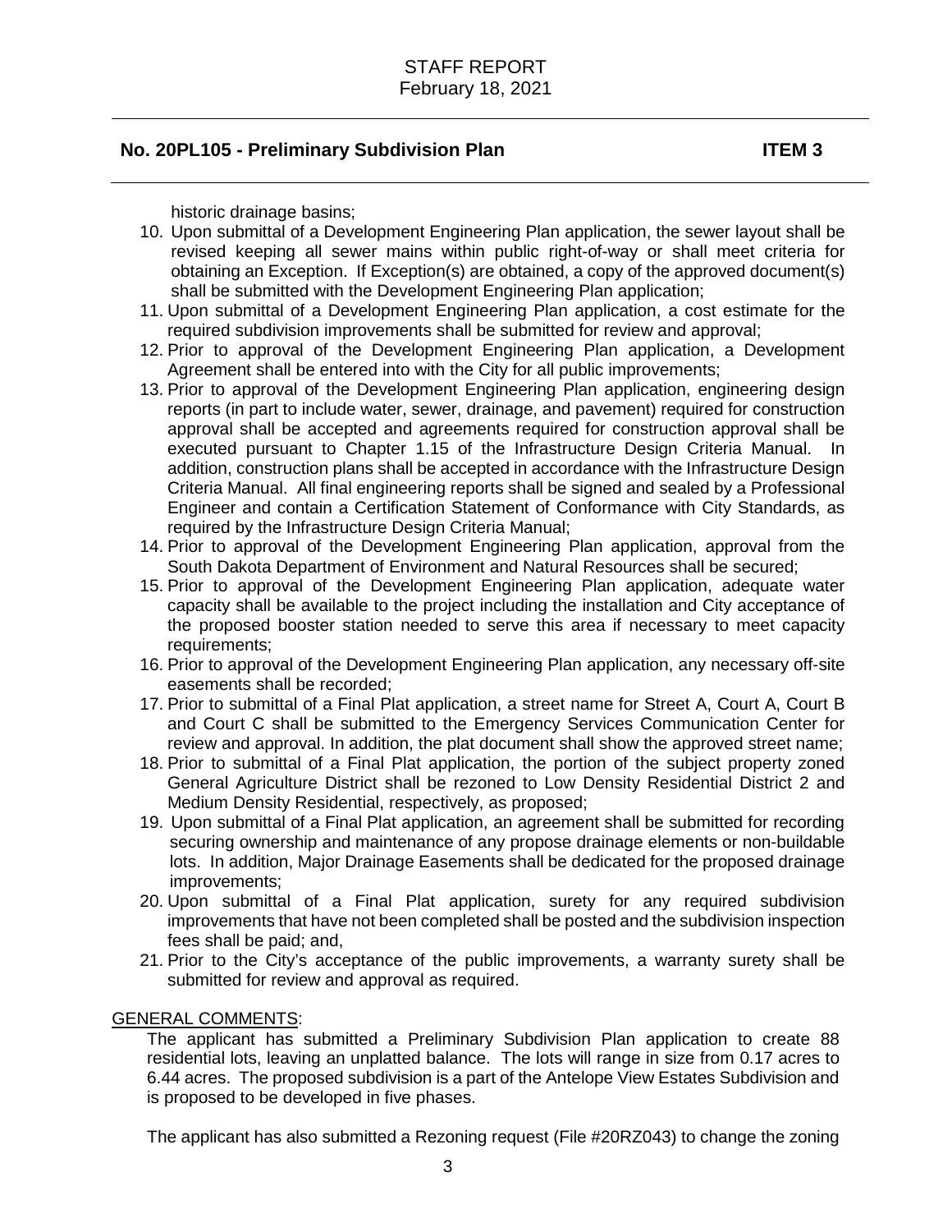historic drainage basins;

10. Upon submittal of a Development Engineering Plan application, the sewer layout shall be revised keeping all sewer mains within public right-of-way or shall meet criteria for obtaining an Exception. If Exception(s) are obtained, a copy of the approved document(s) shall be submitted with the Development Engineering Plan application;
11. Upon submittal of a Development Engineering Plan application, a cost estimate for the required subdivision improvements shall be submitted for review and approval;
12. Prior to approval of the Development Engineering Plan application, a Development Agreement shall be entered into with the City for all public improvements;
13. Prior to approval of the Development Engineering Plan application, engineering design reports (in part to include water, sewer, drainage, and pavement) required for construction approval shall be accepted and agreements required for construction approval shall be executed pursuant to Chapter 1.15 of the Infrastructure Design Criteria Manual. In addition, construction plans shall be accepted in accordance with the Infrastructure Design Criteria Manual. All final engineering reports shall be signed and sealed by a Professional Engineer and contain a Certification Statement of Conformance with City Standards, as required by the Infrastructure Design Criteria Manual;
14. Prior to approval of the Development Engineering Plan application, approval from the South Dakota Department of Environment and Natural Resources shall be secured;
15. Prior to approval of the Development Engineering Plan application, adequate water capacity shall be available to the project including the installation and City acceptance of the proposed booster station needed to serve this area if necessary to meet capacity requirements;
16. Prior to approval of the Development Engineering Plan application, any necessary off-site easements shall be recorded;
17. Prior to submittal of a Final Plat application, a street name for Street A, Court A, Court B and Court C shall be submitted to the Emergency Services Communication Center for review and approval. In addition, the plat document shall show the approved street name;
18. Prior to submittal of a Final Plat application, the portion of the subject property zoned General Agriculture District shall be rezoned to Low Density Residential District 2 and Medium Density Residential, respectively, as proposed;
19. Upon submittal of a Final Plat application, an agreement shall be submitted for recording securing ownership and maintenance of any propose drainage elements or non-buildable lots. In addition, Major Drainage Easements shall be dedicated for the proposed drainage improvements;
20. Upon submittal of a Final Plat application, surety for any required subdivision improvements that have not been completed shall be posted and the subdivision inspection fees shall be paid; and,
21. Prior to the City's acceptance of the public improvements, a warranty surety shall be submitted for review and approval as required.

GENERAL COMMENTS:

The applicant has submitted a Preliminary Subdivision Plan application to create 88 residential lots, leaving an unplatted balance. The lots will range in size from 0.17 acres to 6.44 acres. The proposed subdivision is a part of the Antelope View Estates Subdivision and is proposed to be developed in five phases.

The applicant has also submitted a Rezoning request (File #20RZ043) to change the zoning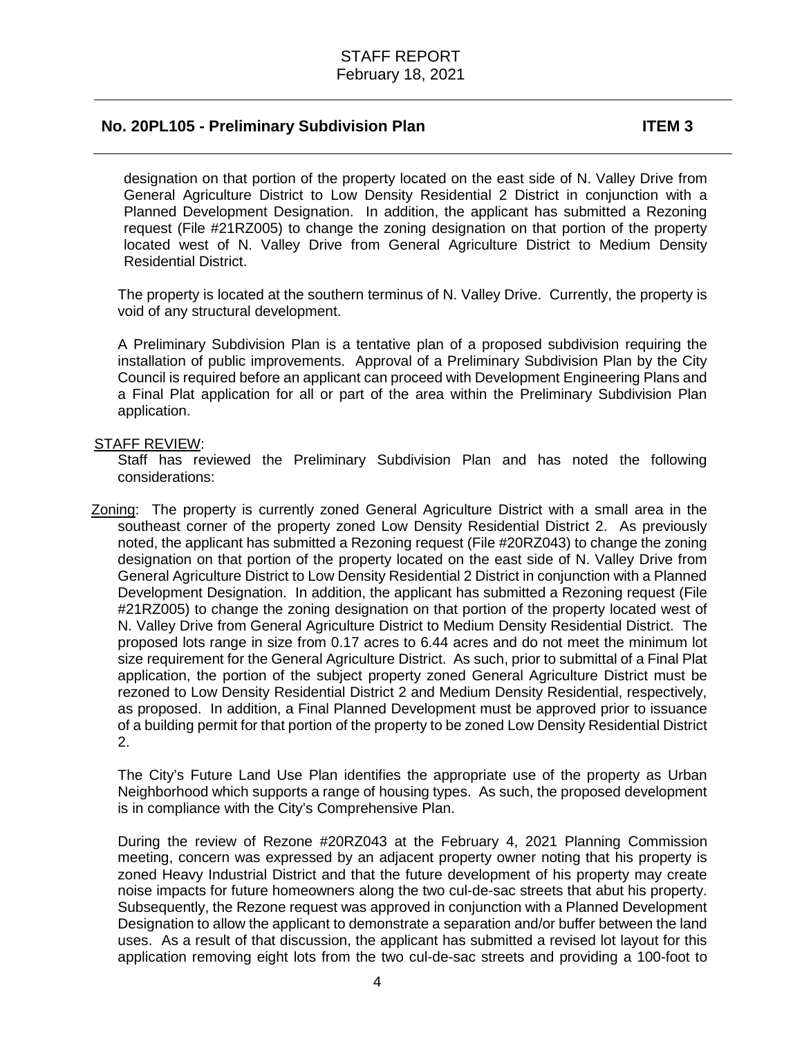designation on that portion of the property located on the east side of N. Valley Drive from General Agriculture District to Low Density Residential 2 District in conjunction with a Planned Development Designation. In addition, the applicant has submitted a Rezoning request (File #21RZ005) to change the zoning designation on that portion of the property located west of N. Valley Drive from General Agriculture District to Medium Density Residential District.

The property is located at the southern terminus of N. Valley Drive. Currently, the property is void of any structural development.

A Preliminary Subdivision Plan is a tentative plan of a proposed subdivision requiring the installation of public improvements. Approval of a Preliminary Subdivision Plan by the City Council is required before an applicant can proceed with Development Engineering Plans and a Final Plat application for all or part of the area within the Preliminary Subdivision Plan application.

STAFF REVIEW:

Staff has reviewed the Preliminary Subdivision Plan and has noted the following considerations:

Zoning: The property is currently zoned General Agriculture District with a small area in the southeast corner of the property zoned Low Density Residential District 2. As previously noted, the applicant has submitted a Rezoning request (File #20RZ043) to change the zoning designation on that portion of the property located on the east side of N. Valley Drive from General Agriculture District to Low Density Residential 2 District in conjunction with a Planned Development Designation. In addition, the applicant has submitted a Rezoning request (File #21RZ005) to change the zoning designation on that portion of the property located west of N. Valley Drive from General Agriculture District to Medium Density Residential District. The proposed lots range in size from 0.17 acres to 6.44 acres and do not meet the minimum lot size requirement for the General Agriculture District. As such, prior to submittal of a Final Plat application, the portion of the subject property zoned General Agriculture District must be rezoned to Low Density Residential District 2 and Medium Density Residential, respectively, as proposed. In addition, a Final Planned Development must be approved prior to issuance of a building permit for that portion of the property to be zoned Low Density Residential District 2.

The City's Future Land Use Plan identifies the appropriate use of the property as Urban Neighborhood which supports a range of housing types. As such, the proposed development is in compliance with the City's Comprehensive Plan.

During the review of Rezone #20RZ043 at the February 4, 2021 Planning Commission meeting, concern was expressed by an adjacent property owner noting that his property is zoned Heavy Industrial District and that the future development of his property may create noise impacts for future homeowners along the two cul-de-sac streets that abut his property. Subsequently, the Rezone request was approved in conjunction with a Planned Development Designation to allow the applicant to demonstrate a separation and/or buffer between the land uses. As a result of that discussion, the applicant has submitted a revised lot layout for this application removing eight lots from the two cul-de-sac streets and providing a 100-foot to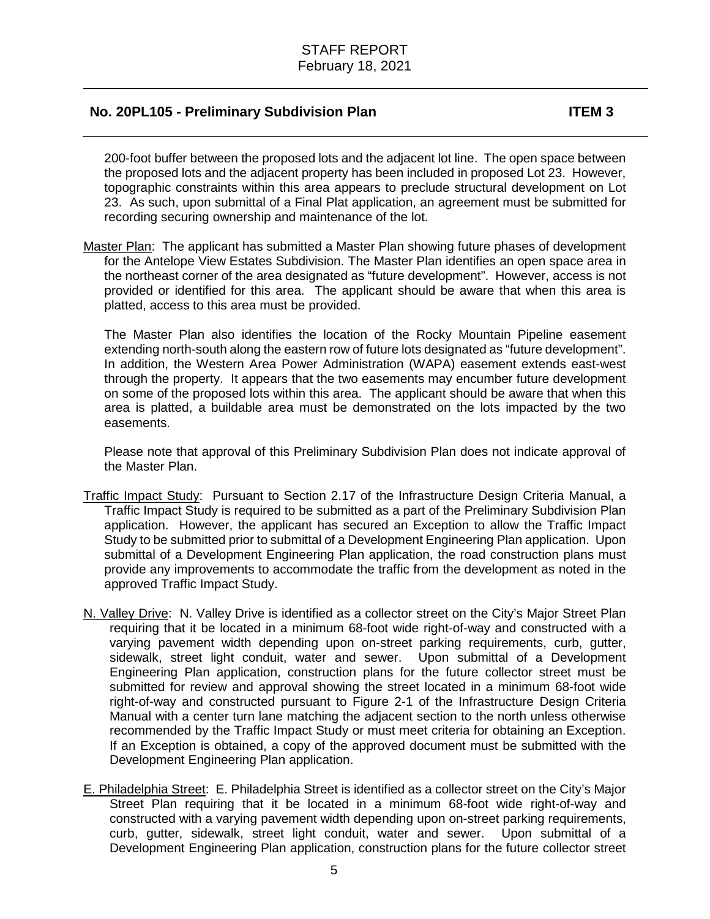200-foot buffer between the proposed lots and the adjacent lot line. The open space between the proposed lots and the adjacent property has been included in proposed Lot 23. However, topographic constraints within this area appears to preclude structural development on Lot 23. As such, upon submittal of a Final Plat application, an agreement must be submitted for recording securing ownership and maintenance of the lot.

Master Plan: The applicant has submitted a Master Plan showing future phases of development for the Antelope View Estates Subdivision. The Master Plan identifies an open space area in the northeast corner of the area designated as "future development". However, access is not provided or identified for this area. The applicant should be aware that when this area is platted, access to this area must be provided.

The Master Plan also identifies the location of the Rocky Mountain Pipeline easement extending north-south along the eastern row of future lots designated as "future development". In addition, the Western Area Power Administration (WAPA) easement extends east-west through the property. It appears that the two easements may encumber future development on some of the proposed lots within this area. The applicant should be aware that when this area is platted, a buildable area must be demonstrated on the lots impacted by the two easements.

Please note that approval of this Preliminary Subdivision Plan does not indicate approval of the Master Plan.

Traffic Impact Study: Pursuant to Section 2.17 of the Infrastructure Design Criteria Manual, a Traffic Impact Study is required to be submitted as a part of the Preliminary Subdivision Plan application. However, the applicant has secured an Exception to allow the Traffic Impact Study to be submitted prior to submittal of a Development Engineering Plan application. Upon submittal of a Development Engineering Plan application, the road construction plans must provide any improvements to accommodate the traffic from the development as noted in the approved Traffic Impact Study.

N. Valley Drive: N. Valley Drive is identified as a collector street on the City's Major Street Plan requiring that it be located in a minimum 68-foot wide right-of-way and constructed with a varying pavement width depending upon on-street parking requirements, curb, gutter, sidewalk, street light conduit, water and sewer. Upon submittal of a Development Engineering Plan application, construction plans for the future collector street must be submitted for review and approval showing the street located in a minimum 68-foot wide right-of-way and constructed pursuant to Figure 2-1 of the Infrastructure Design Criteria Manual with a center turn lane matching the adjacent section to the north unless otherwise recommended by the Traffic Impact Study or must meet criteria for obtaining an Exception. If an Exception is obtained, a copy of the approved document must be submitted with the Development Engineering Plan application.

E. Philadelphia Street: E. Philadelphia Street is identified as a collector street on the City's Major Street Plan requiring that it be located in a minimum 68-foot wide right-of-way and constructed with a varying pavement width depending upon on-street parking requirements, curb, gutter, sidewalk, street light conduit, water and sewer. Upon submittal of a Development Engineering Plan application, construction plans for the future collector street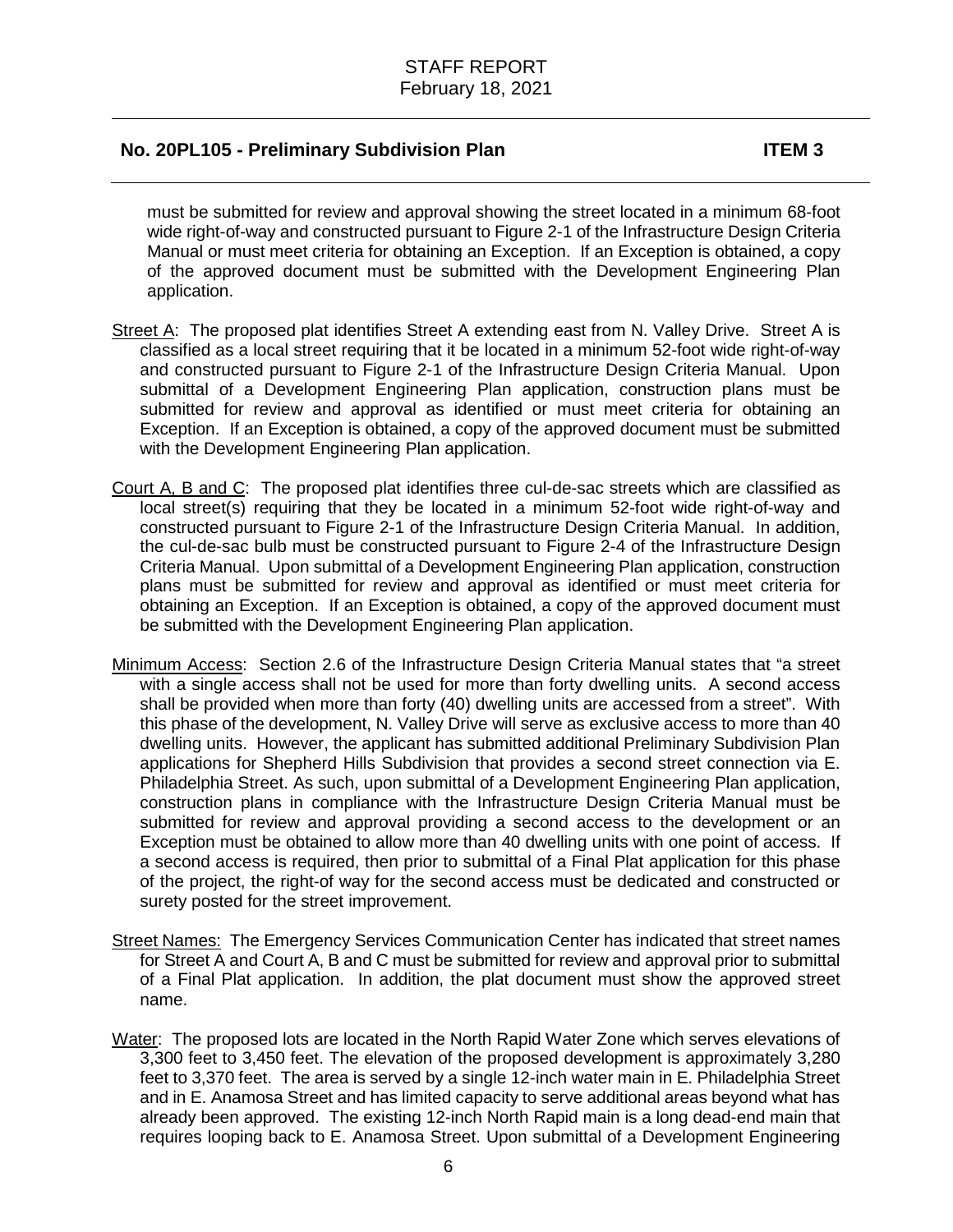must be submitted for review and approval showing the street located in a minimum 68-foot wide right-of-way and constructed pursuant to Figure 2-1 of the Infrastructure Design Criteria Manual or must meet criteria for obtaining an Exception. If an Exception is obtained, a copy of the approved document must be submitted with the Development Engineering Plan application.

Street A: The proposed plat identifies Street A extending east from N. Valley Drive. Street A is classified as a local street requiring that it be located in a minimum 52-foot wide right-of-way and constructed pursuant to Figure 2-1 of the Infrastructure Design Criteria Manual. Upon submittal of a Development Engineering Plan application, construction plans must be submitted for review and approval as identified or must meet criteria for obtaining an Exception. If an Exception is obtained, a copy of the approved document must be submitted with the Development Engineering Plan application.

Court A, B and C: The proposed plat identifies three cul-de-sac streets which are classified as local street(s) requiring that they be located in a minimum 52-foot wide right-of-way and constructed pursuant to Figure 2-1 of the Infrastructure Design Criteria Manual. In addition, the cul-de-sac bulb must be constructed pursuant to Figure 2-4 of the Infrastructure Design Criteria Manual. Upon submittal of a Development Engineering Plan application, construction plans must be submitted for review and approval as identified or must meet criteria for obtaining an Exception. If an Exception is obtained, a copy of the approved document must be submitted with the Development Engineering Plan application.

Minimum Access: Section 2.6 of the Infrastructure Design Criteria Manual states that "a street with a single access shall not be used for more than forty dwelling units. A second access shall be provided when more than forty (40) dwelling units are accessed from a street". With this phase of the development, N. Valley Drive will serve as exclusive access to more than 40 dwelling units. However, the applicant has submitted additional Preliminary Subdivision Plan applications for Shepherd Hills Subdivision that provides a second street connection via E. Philadelphia Street. As such, upon submittal of a Development Engineering Plan application, construction plans in compliance with the Infrastructure Design Criteria Manual must be submitted for review and approval providing a second access to the development or an Exception must be obtained to allow more than 40 dwelling units with one point of access. If a second access is required, then prior to submittal of a Final Plat application for this phase of the project, the right-of way for the second access must be dedicated and constructed or surety posted for the street improvement.

Street Names: The Emergency Services Communication Center has indicated that street names for Street A and Court A, B and C must be submitted for review and approval prior to submittal of a Final Plat application. In addition, the plat document must show the approved street name.

Water: The proposed lots are located in the North Rapid Water Zone which serves elevations of 3,300 feet to 3,450 feet. The elevation of the proposed development is approximately 3,280 feet to 3,370 feet. The area is served by a single 12-inch water main in E. Philadelphia Street and in E. Anamosa Street and has limited capacity to serve additional areas beyond what has already been approved. The existing 12-inch North Rapid main is a long dead-end main that requires looping back to E. Anamosa Street. Upon submittal of a Development Engineering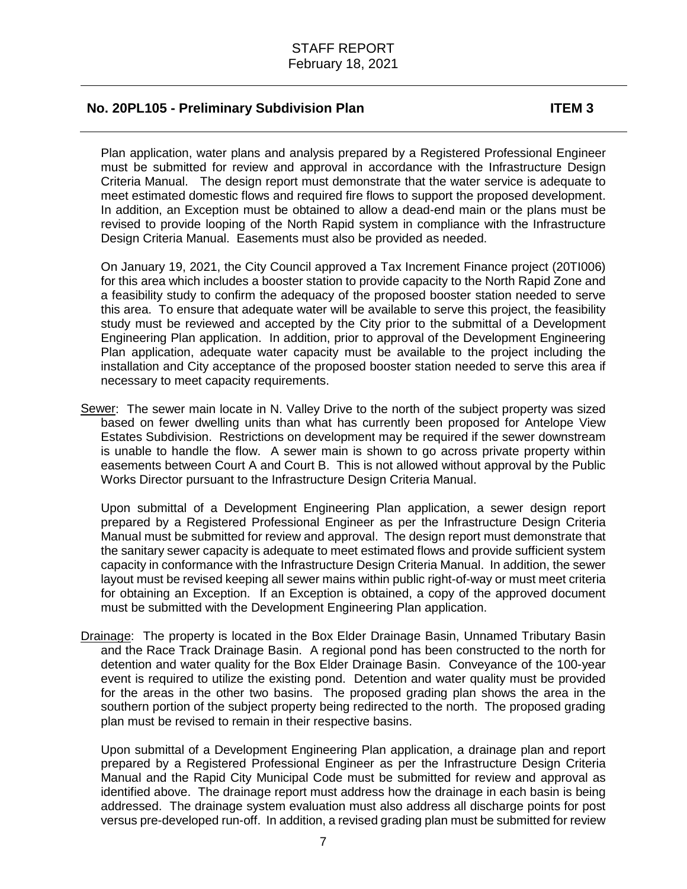Plan application, water plans and analysis prepared by a Registered Professional Engineer must be submitted for review and approval in accordance with the Infrastructure Design Criteria Manual. The design report must demonstrate that the water service is adequate to meet estimated domestic flows and required fire flows to support the proposed development. In addition, an Exception must be obtained to allow a dead-end main or the plans must be revised to provide looping of the North Rapid system in compliance with the Infrastructure Design Criteria Manual. Easements must also be provided as needed.

On January 19, 2021, the City Council approved a Tax Increment Finance project (20TI006) for this area which includes a booster station to provide capacity to the North Rapid Zone and a feasibility study to confirm the adequacy of the proposed booster station needed to serve this area. To ensure that adequate water will be available to serve this project, the feasibility study must be reviewed and accepted by the City prior to the submittal of a Development Engineering Plan application. In addition, prior to approval of the Development Engineering Plan application, adequate water capacity must be available to the project including the installation and City acceptance of the proposed booster station needed to serve this area if necessary to meet capacity requirements.

Sewer: The sewer main locate in N. Valley Drive to the north of the subject property was sized based on fewer dwelling units than what has currently been proposed for Antelope View Estates Subdivision. Restrictions on development may be required if the sewer downstream is unable to handle the flow. A sewer main is shown to go across private property within easements between Court A and Court B. This is not allowed without approval by the Public Works Director pursuant to the Infrastructure Design Criteria Manual.

Upon submittal of a Development Engineering Plan application, a sewer design report prepared by a Registered Professional Engineer as per the Infrastructure Design Criteria Manual must be submitted for review and approval. The design report must demonstrate that the sanitary sewer capacity is adequate to meet estimated flows and provide sufficient system capacity in conformance with the Infrastructure Design Criteria Manual. In addition, the sewer layout must be revised keeping all sewer mains within public right-of-way or must meet criteria for obtaining an Exception. If an Exception is obtained, a copy of the approved document must be submitted with the Development Engineering Plan application.

Drainage: The property is located in the Box Elder Drainage Basin, Unnamed Tributary Basin and the Race Track Drainage Basin. A regional pond has been constructed to the north for detention and water quality for the Box Elder Drainage Basin. Conveyance of the 100-year event is required to utilize the existing pond. Detention and water quality must be provided for the areas in the other two basins. The proposed grading plan shows the area in the southern portion of the subject property being redirected to the north. The proposed grading plan must be revised to remain in their respective basins.

Upon submittal of a Development Engineering Plan application, a drainage plan and report prepared by a Registered Professional Engineer as per the Infrastructure Design Criteria Manual and the Rapid City Municipal Code must be submitted for review and approval as identified above. The drainage report must address how the drainage in each basin is being addressed. The drainage system evaluation must also address all discharge points for post versus pre-developed run-off. In addition, a revised grading plan must be submitted for review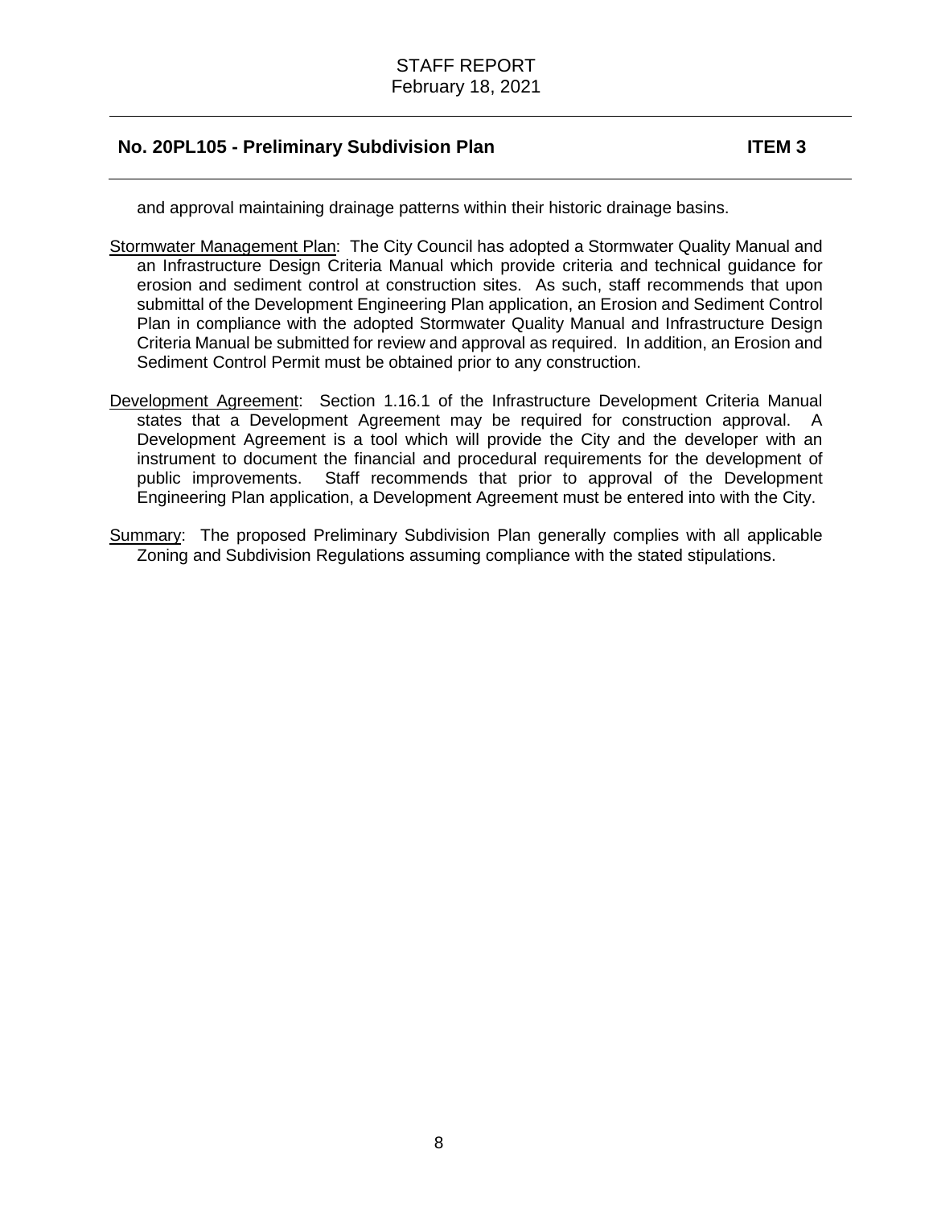and approval maintaining drainage patterns within their historic drainage basins.

Stormwater Management Plan: The City Council has adopted a Stormwater Quality Manual and an Infrastructure Design Criteria Manual which provide criteria and technical guidance for erosion and sediment control at construction sites. As such, staff recommends that upon submittal of the Development Engineering Plan application, an Erosion and Sediment Control Plan in compliance with the adopted Stormwater Quality Manual and Infrastructure Design Criteria Manual be submitted for review and approval as required. In addition, an Erosion and Sediment Control Permit must be obtained prior to any construction.

Development Agreement: Section 1.16.1 of the Infrastructure Development Criteria Manual states that a Development Agreement may be required for construction approval. A Development Agreement is a tool which will provide the City and the developer with an instrument to document the financial and procedural requirements for the development of public improvements. Staff recommends that prior to approval of the Development Engineering Plan application, a Development Agreement must be entered into with the City.

Summary: The proposed Preliminary Subdivision Plan generally complies with all applicable Zoning and Subdivision Regulations assuming compliance with the stated stipulations.